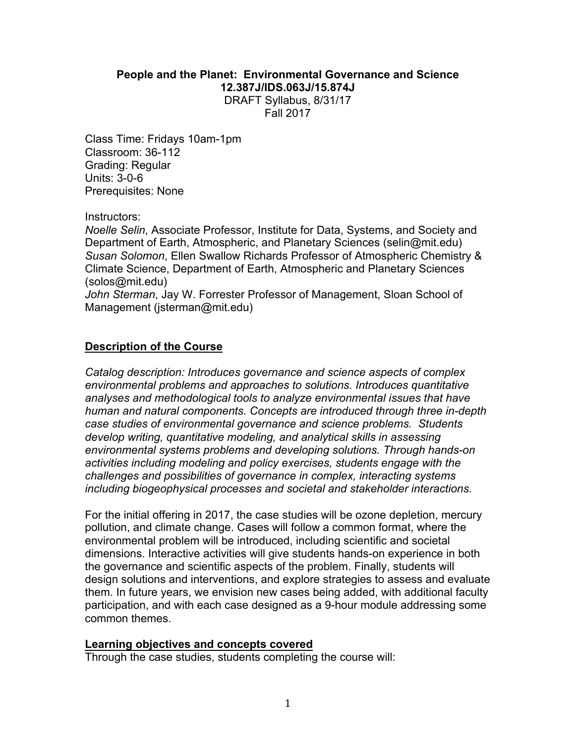**People and the Planet: Environmental Governance and Science**
**12.387J/IDS.063J/15.874J**
DRAFT Syllabus, 8/31/17
Fall 2017

Class Time: Fridays 10am-1pm
Classroom: 36-112
Grading: Regular
Units: 3-0-6
Prerequisites: None

Instructors:
*Noelle Selin*, Associate Professor, Institute for Data, Systems, and Society and Department of Earth, Atmospheric, and Planetary Sciences (selin@mit.edu)
*Susan Solomon*, Ellen Swallow Richards Professor of Atmospheric Chemistry & Climate Science, Department of Earth, Atmospheric and Planetary Sciences (solos@mit.edu)
*John Sterman*, Jay W. Forrester Professor of Management, Sloan School of Management (jsterman@mit.edu)

## Description of the Course

*Catalog description: Introduces governance and science aspects of complex environmental problems and approaches to solutions. Introduces quantitative analyses and methodological tools to analyze environmental issues that have human and natural components. Concepts are introduced through three in-depth case studies of environmental governance and science problems. Students develop writing, quantitative modeling, and analytical skills in assessing environmental systems problems and developing solutions. Through hands-on activities including modeling and policy exercises, students engage with the challenges and possibilities of governance in complex, interacting systems including biogeophysical processes and societal and stakeholder interactions*.

For the initial offering in 2017, the case studies will be ozone depletion, mercury pollution, and climate change. Cases will follow a common format, where the environmental problem will be introduced, including scientific and societal dimensions. Interactive activities will give students hands-on experience in both the governance and scientific aspects of the problem. Finally, students will design solutions and interventions, and explore strategies to assess and evaluate them. In future years, we envision new cases being added, with additional faculty participation, and with each case designed as a 9-hour module addressing some common themes.

## Learning objectives and concepts covered

Through the case studies, students completing the course will: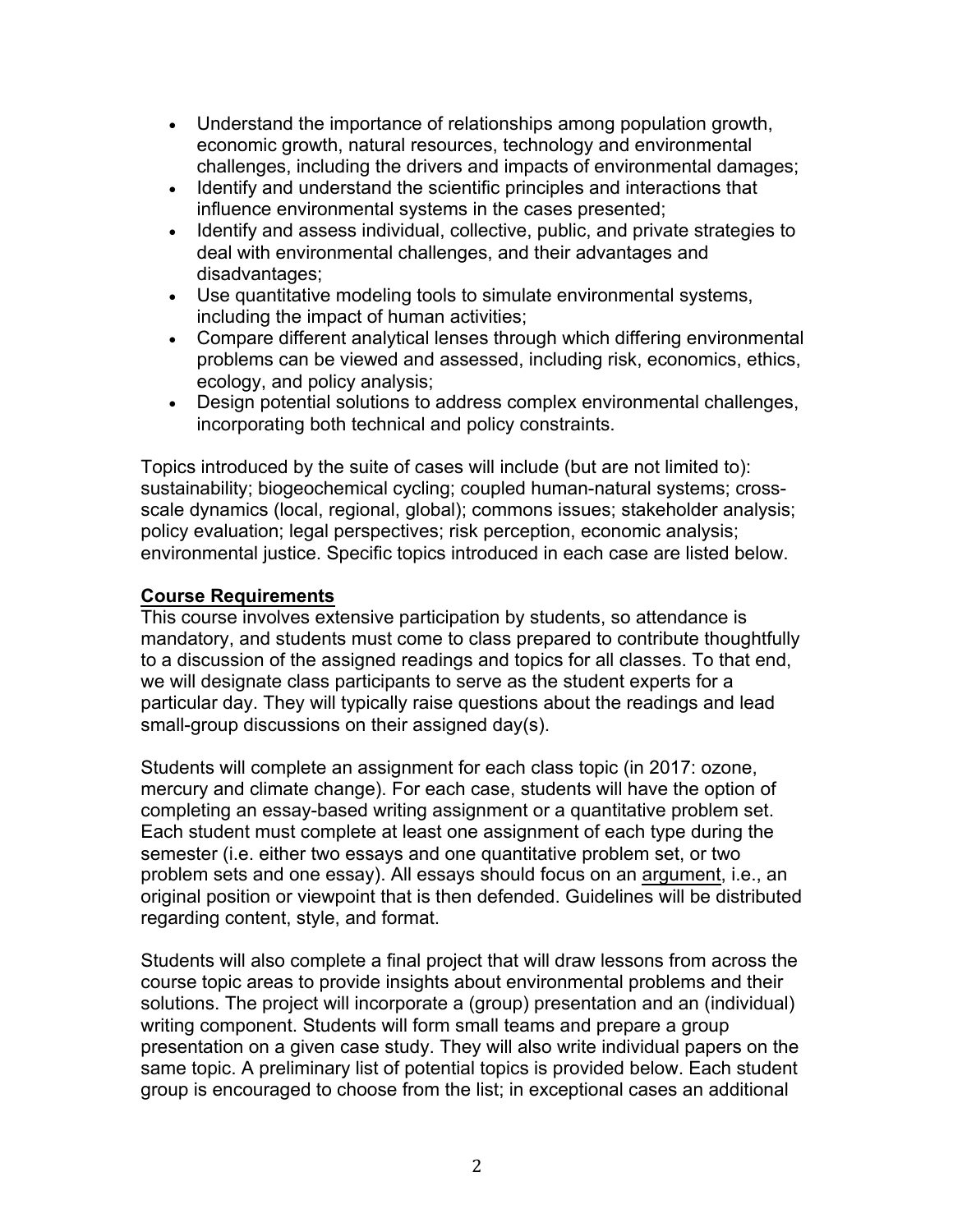- Understand the importance of relationships among population growth, economic growth, natural resources, technology and environmental challenges, including the drivers and impacts of environmental damages;
- Identify and understand the scientific principles and interactions that influence environmental systems in the cases presented;
- Identify and assess individual, collective, public, and private strategies to deal with environmental challenges, and their advantages and disadvantages;
- Use quantitative modeling tools to simulate environmental systems, including the impact of human activities;
- Compare different analytical lenses through which differing environmental problems can be viewed and assessed, including risk, economics, ethics, ecology, and policy analysis;
- Design potential solutions to address complex environmental challenges, incorporating both technical and policy constraints.

Topics introduced by the suite of cases will include (but are not limited to): sustainability; biogeochemical cycling; coupled human-natural systems; cross-scale dynamics (local, regional, global); commons issues; stakeholder analysis; policy evaluation; legal perspectives; risk perception, economic analysis; environmental justice. Specific topics introduced in each case are listed below.

## Course Requirements

This course involves extensive participation by students, so attendance is mandatory, and students must come to class prepared to contribute thoughtfully to a discussion of the assigned readings and topics for all classes. To that end, we will designate class participants to serve as the student experts for a particular day. They will typically raise questions about the readings and lead small-group discussions on their assigned day(s).

Students will complete an assignment for each class topic (in 2017: ozone, mercury and climate change). For each case, students will have the option of completing an essay-based writing assignment or a quantitative problem set. Each student must complete at least one assignment of each type during the semester (i.e. either two essays and one quantitative problem set, or two problem sets and one essay). All essays should focus on an argument, i.e., an original position or viewpoint that is then defended. Guidelines will be distributed regarding content, style, and format.

Students will also complete a final project that will draw lessons from across the course topic areas to provide insights about environmental problems and their solutions. The project will incorporate a (group) presentation and an (individual) writing component. Students will form small teams and prepare a group presentation on a given case study. They will also write individual papers on the same topic. A preliminary list of potential topics is provided below. Each student group is encouraged to choose from the list; in exceptional cases an additional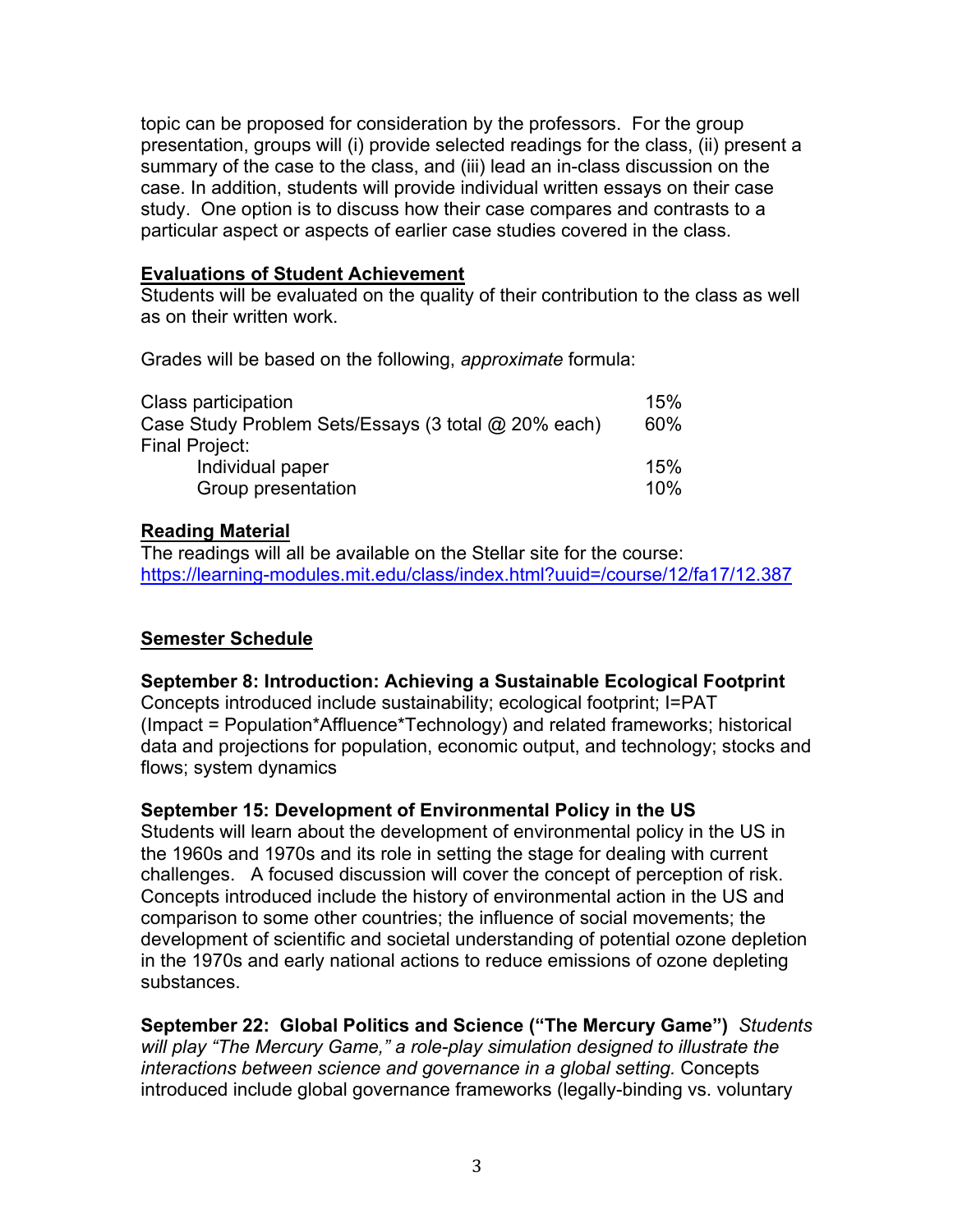topic can be proposed for consideration by the professors. For the group presentation, groups will (i) provide selected readings for the class, (ii) present a summary of the case to the class, and (iii) lead an in-class discussion on the case. In addition, students will provide individual written essays on their case study. One option is to discuss how their case compares and contrasts to a particular aspect or aspects of earlier case studies covered in the class.

**Evaluations of Student Achievement**

Students will be evaluated on the quality of their contribution to the class as well as on their written work.

Grades will be based on the following, *approximate* formula:

| | |
|---|---|
| Class participation | 15% |
| Case Study Problem Sets/Essays (3 total @ 20% each) | 60% |
| Final Project: | |
| Individual paper | 15% |
| Group presentation | 10% |

**Reading Material**

The readings will all be available on the Stellar site for the course: https://learning-modules.mit.edu/class/index.html?uuid=/course/12/fa17/12.387

**Semester Schedule**

**September 8: Introduction: Achieving a Sustainable Ecological Footprint**

Concepts introduced include sustainability; ecological footprint; I=PAT (Impact = Population*Affluence*Technology) and related frameworks; historical data and projections for population, economic output, and technology; stocks and flows; system dynamics

**September 15: Development of Environmental Policy in the US**

Students will learn about the development of environmental policy in the US in the 1960s and 1970s and its role in setting the stage for dealing with current challenges. A focused discussion will cover the concept of perception of risk. Concepts introduced include the history of environmental action in the US and comparison to some other countries; the influence of social movements; the development of scientific and societal understanding of potential ozone depletion in the 1970s and early national actions to reduce emissions of ozone depleting substances.

**September 22: Global Politics and Science ("The Mercury Game")** *Students will play "The Mercury Game," a role-play simulation designed to illustrate the interactions between science and governance in a global setting.* Concepts introduced include global governance frameworks (legally-binding vs. voluntary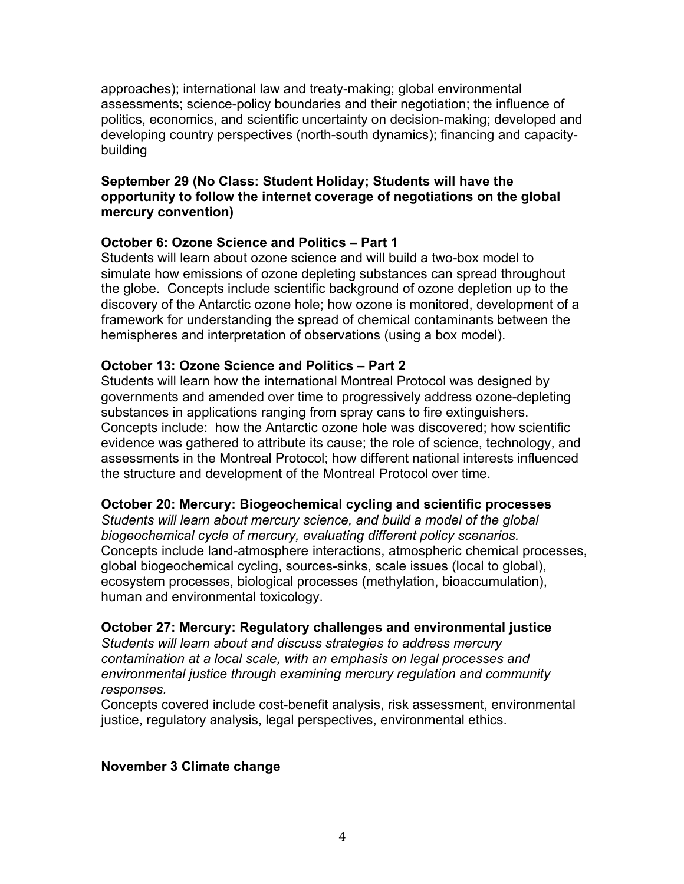approaches); international law and treaty-making; global environmental assessments; science-policy boundaries and their negotiation; the influence of politics, economics, and scientific uncertainty on decision-making; developed and developing country perspectives (north-south dynamics); financing and capacity-building

**September 29 (No Class: Student Holiday; Students will have the opportunity to follow the internet coverage of negotiations on the global mercury convention)**

**October 6: Ozone Science and Politics – Part 1**

Students will learn about ozone science and will build a two-box model to simulate how emissions of ozone depleting substances can spread throughout the globe. Concepts include scientific background of ozone depletion up to the discovery of the Antarctic ozone hole; how ozone is monitored, development of a framework for understanding the spread of chemical contaminants between the hemispheres and interpretation of observations (using a box model).

**October 13: Ozone Science and Politics – Part 2**

Students will learn how the international Montreal Protocol was designed by governments and amended over time to progressively address ozone-depleting substances in applications ranging from spray cans to fire extinguishers. Concepts include: how the Antarctic ozone hole was discovered; how scientific evidence was gathered to attribute its cause; the role of science, technology, and assessments in the Montreal Protocol; how different national interests influenced the structure and development of the Montreal Protocol over time.

**October 20: Mercury: Biogeochemical cycling and scientific processes**

*Students will learn about mercury science, and build a model of the global biogeochemical cycle of mercury, evaluating different policy scenarios.* Concepts include land-atmosphere interactions, atmospheric chemical processes, global biogeochemical cycling, sources-sinks, scale issues (local to global), ecosystem processes, biological processes (methylation, bioaccumulation), human and environmental toxicology.

**October 27: Mercury: Regulatory challenges and environmental justice**

*Students will learn about and discuss strategies to address mercury contamination at a local scale, with an emphasis on legal processes and environmental justice through examining mercury regulation and community responses.*

Concepts covered include cost-benefit analysis, risk assessment, environmental justice, regulatory analysis, legal perspectives, environmental ethics.

**November 3 Climate change**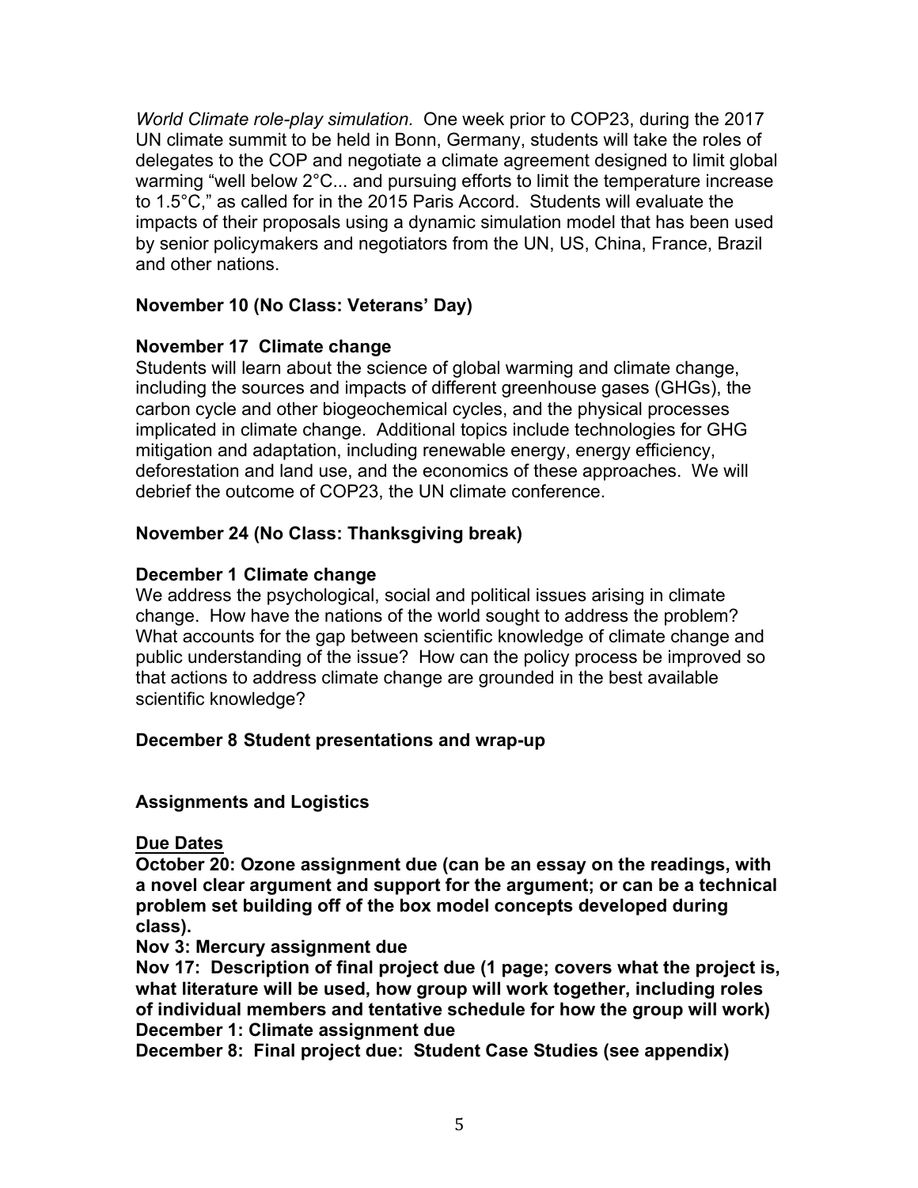*World Climate role-play simulation.* One week prior to COP23, during the 2017 UN climate summit to be held in Bonn, Germany, students will take the roles of delegates to the COP and negotiate a climate agreement designed to limit global warming "well below 2°C... and pursuing efforts to limit the temperature increase to 1.5°C," as called for in the 2015 Paris Accord. Students will evaluate the impacts of their proposals using a dynamic simulation model that has been used by senior policymakers and negotiators from the UN, US, China, France, Brazil and other nations.

**November 10 (No Class: Veterans' Day)**

**November 17 Climate change**

Students will learn about the science of global warming and climate change, including the sources and impacts of different greenhouse gases (GHGs), the carbon cycle and other biogeochemical cycles, and the physical processes implicated in climate change. Additional topics include technologies for GHG mitigation and adaptation, including renewable energy, energy efficiency, deforestation and land use, and the economics of these approaches. We will debrief the outcome of COP23, the UN climate conference.

**November 24 (No Class: Thanksgiving break)**

**December 1 Climate change**

We address the psychological, social and political issues arising in climate change. How have the nations of the world sought to address the problem? What accounts for the gap between scientific knowledge of climate change and public understanding of the issue? How can the policy process be improved so that actions to address climate change are grounded in the best available scientific knowledge?

**December 8 Student presentations and wrap-up**

## Assignments and Logistics

**<u>Due Dates</u>**

**October 20: Ozone assignment due (can be an essay on the readings, with a novel clear argument and support for the argument; or can be a technical problem set building off of the box model concepts developed during class).**

**Nov 3: Mercury assignment due**

**Nov 17: Description of final project due (1 page; covers what the project is, what literature will be used, how group will work together, including roles of individual members and tentative schedule for how the group will work)**

**December 1: Climate assignment due**

**December 8: Final project due: Student Case Studies (see appendix)**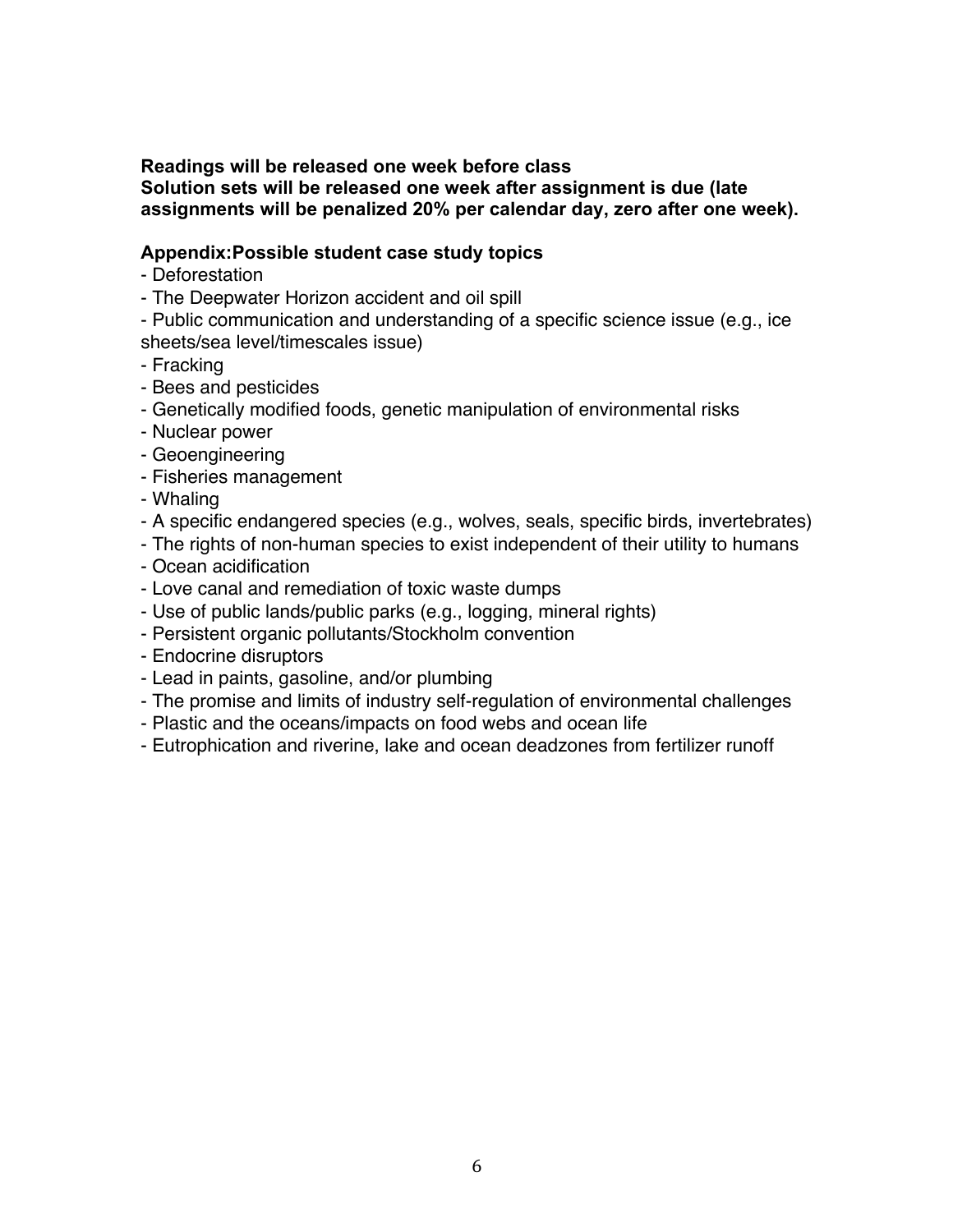**Readings will be released one week before class**
**Solution sets will be released one week after assignment is due (late assignments will be penalized 20% per calendar day, zero after one week).**

**Appendix:Possible student case study topics**

- Deforestation
- The Deepwater Horizon accident and oil spill
- Public communication and understanding of a specific science issue (e.g., ice sheets/sea level/timescales issue)
- Fracking
- Bees and pesticides
- Genetically modified foods, genetic manipulation of environmental risks
- Nuclear power
- Geoengineering
- Fisheries management
- Whaling
- A specific endangered species (e.g., wolves, seals, specific birds, invertebrates)
- The rights of non-human species to exist independent of their utility to humans
- Ocean acidification
- Love canal and remediation of toxic waste dumps
- Use of public lands/public parks (e.g., logging, mineral rights)
- Persistent organic pollutants/Stockholm convention
- Endocrine disruptors
- Lead in paints, gasoline, and/or plumbing
- The promise and limits of industry self-regulation of environmental challenges
- Plastic and the oceans/impacts on food webs and ocean life
- Eutrophication and riverine, lake and ocean deadzones from fertilizer runoff